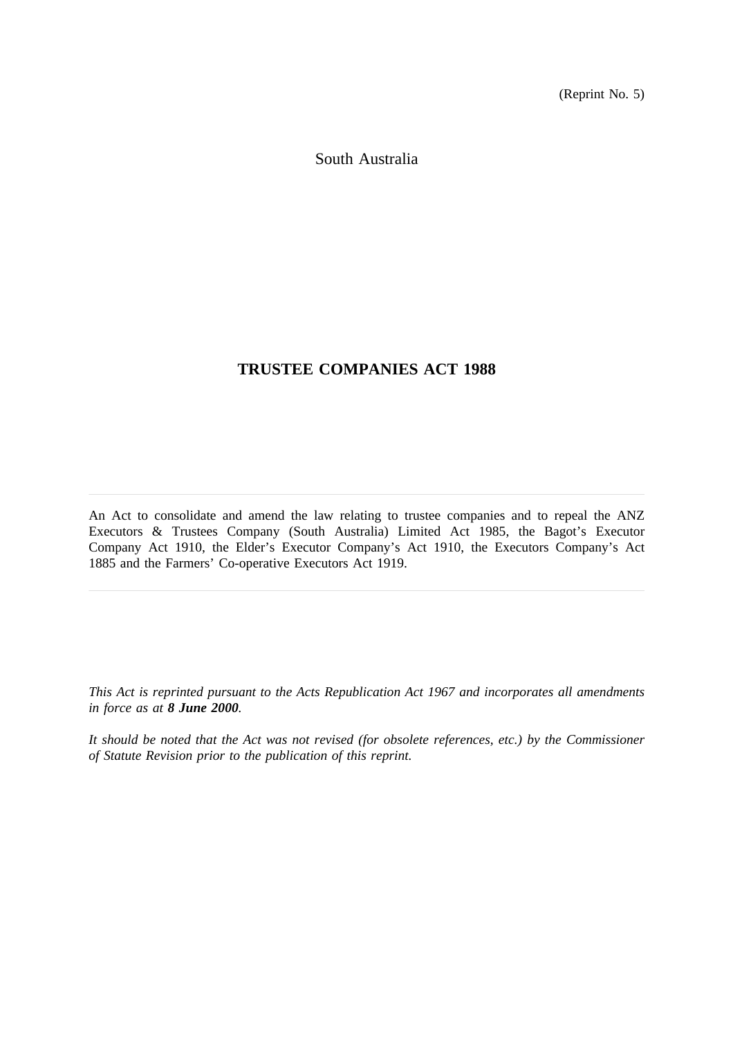(Reprint No. 5)

South Australia

# TRUSTEE COMPANIES ACT 1988

---

An Act to consolidate and amend the law relating to trustee companies and to repeal the ANZ Executors & Trustees Company (South Australia) Limited Act 1985, the Bagot's Executor Company Act 1910, the Elder's Executor Company's Act 1910, the Executors Company's Act 1885 and the Farmers' Co-operative Executors Act 1919.

---

*This Act is reprinted pursuant to the Acts Republication Act 1967 and incorporates all amendments in force as at **8 June 2000**.*

*It should be noted that the Act was not revised (for obsolete references, etc.) by the Commissioner of Statute Revision prior to the publication of this reprint.*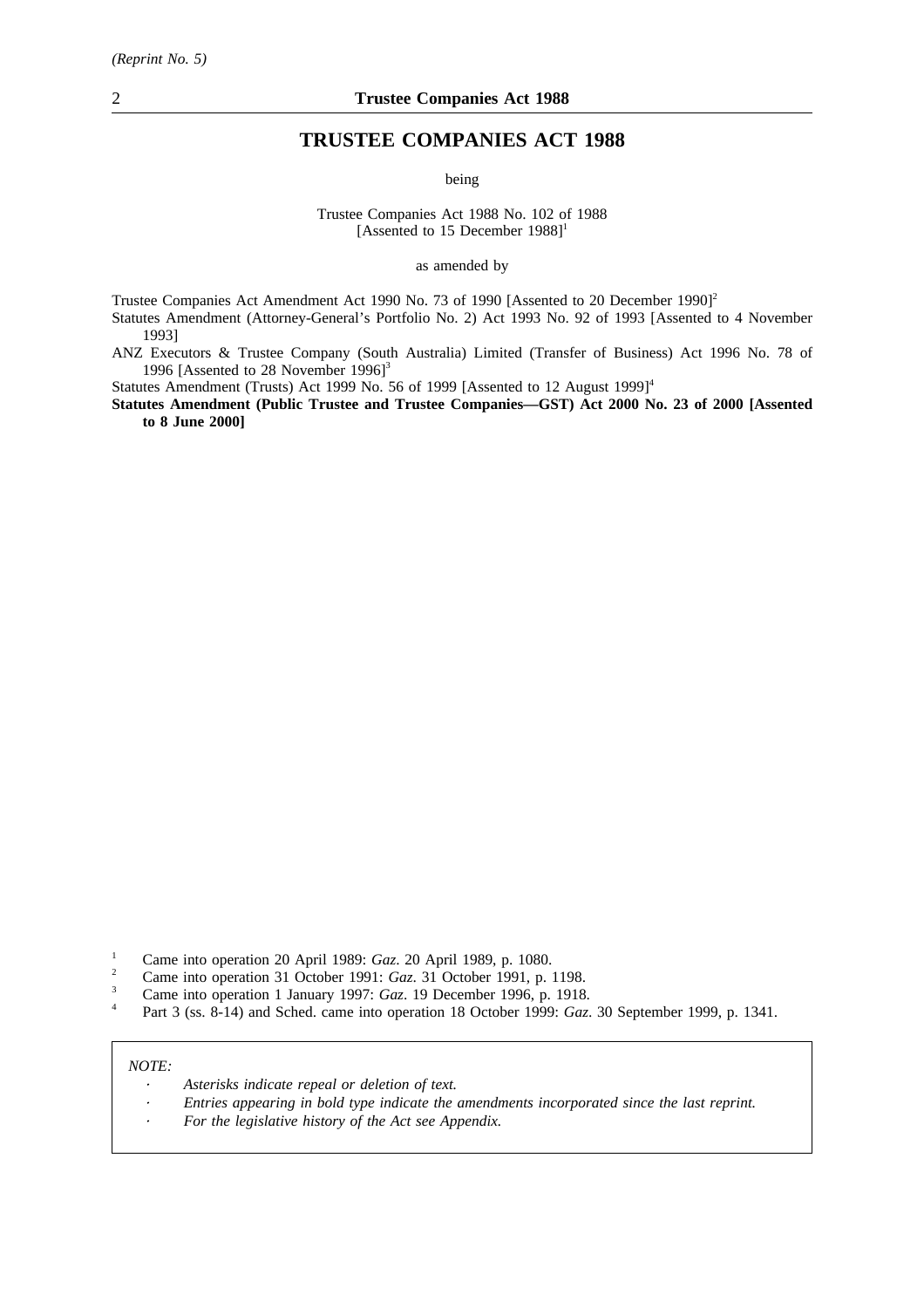# TRUSTEE COMPANIES ACT 1988

being

Trustee Companies Act 1988 No. 102 of 1988
[Assented to 15 December 1988][1]

as amended by

Trustee Companies Act Amendment Act 1990 No. 73 of 1990 [Assented to 20 December 1990][2]

Statutes Amendment (Attorney-General's Portfolio No. 2) Act 1993 No. 92 of 1993 [Assented to 4 November 1993]

ANZ Executors & Trustee Company (South Australia) Limited (Transfer of Business) Act 1996 No. 78 of 1996 [Assented to 28 November 1996][3]

Statutes Amendment (Trusts) Act 1999 No. 56 of 1999 [Assented to 12 August 1999][4]

**Statutes Amendment (Public Trustee and Trustee Companies—GST) Act 2000 No. 23 of 2000 [Assented to 8 June 2000]**

[1] Came into operation 20 April 1989: *Gaz*. 20 April 1989, p. 1080.

[2] Came into operation 31 October 1991: *Gaz*. 31 October 1991, p. 1198.

[3] Came into operation 1 January 1997: *Gaz*. 19 December 1996, p. 1918.

[4] Part 3 (ss. 8-14) and Sched. came into operation 18 October 1999: *Gaz*. 30 September 1999, p. 1341.

*NOTE:*

- *Asterisks indicate repeal or deletion of text.*
- *Entries appearing in bold type indicate the amendments incorporated since the last reprint.*
- *For the legislative history of the Act see Appendix.*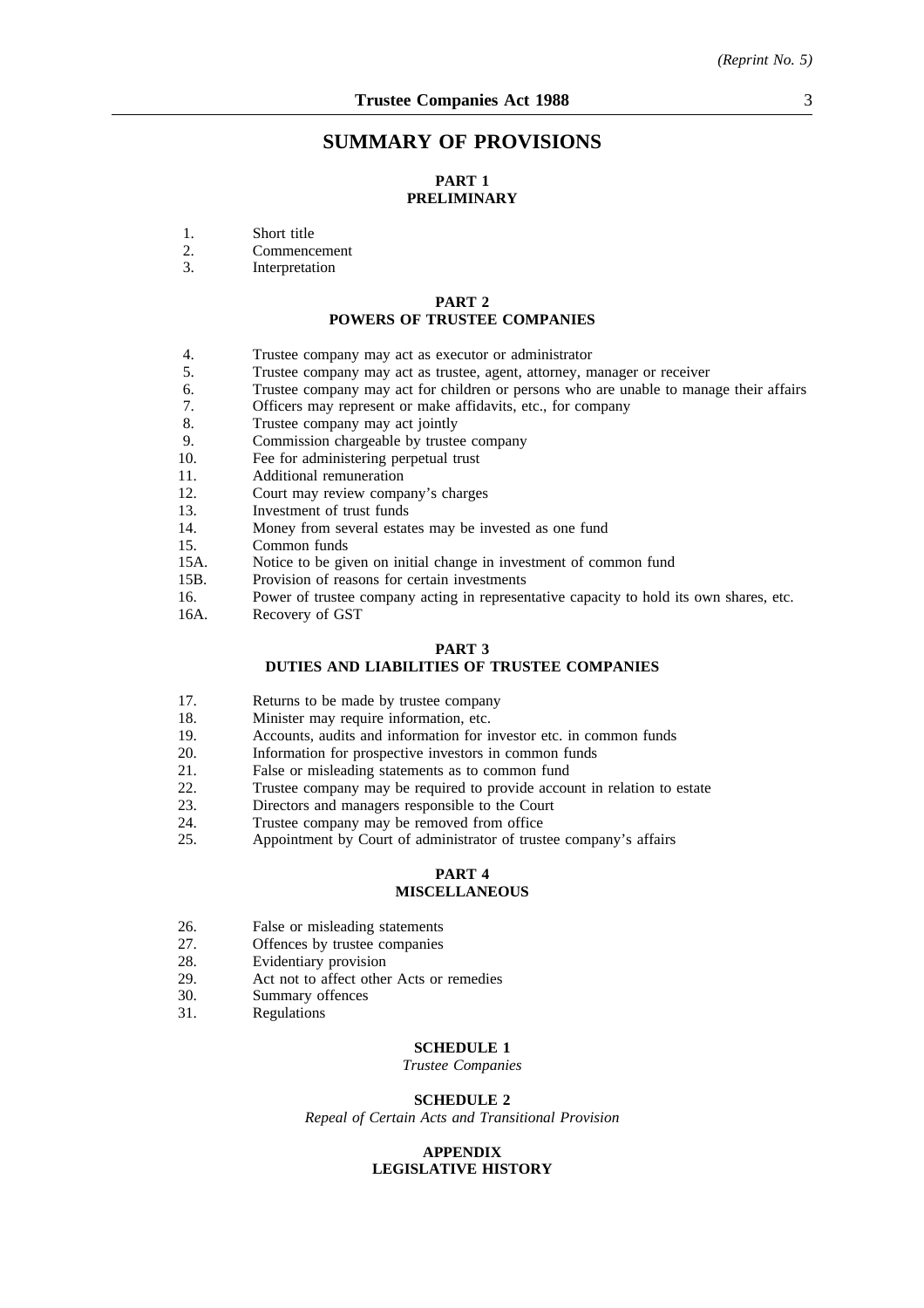## SUMMARY OF PROVISIONS

### PART 1
### PRELIMINARY

1. Short title
2. Commencement
3. Interpretation

### PART 2
### POWERS OF TRUSTEE COMPANIES

4. Trustee company may act as executor or administrator
5. Trustee company may act as trustee, agent, attorney, manager or receiver
6. Trustee company may act for children or persons who are unable to manage their affairs
7. Officers may represent or make affidavits, etc., for company
8. Trustee company may act jointly
9. Commission chargeable by trustee company
10. Fee for administering perpetual trust
11. Additional remuneration
12. Court may review company's charges
13. Investment of trust funds
14. Money from several estates may be invested as one fund
15. Common funds

15A. Notice to be given on initial change in investment of common fund

15B. Provision of reasons for certain investments

16. Power of trustee company acting in representative capacity to hold its own shares, etc.

16A. Recovery of GST

### PART 3
### DUTIES AND LIABILITIES OF TRUSTEE COMPANIES

17. Returns to be made by trustee company
18. Minister may require information, etc.
19. Accounts, audits and information for investor etc. in common funds
20. Information for prospective investors in common funds
21. False or misleading statements as to common fund
22. Trustee company may be required to provide account in relation to estate
23. Directors and managers responsible to the Court
24. Trustee company may be removed from office
25. Appointment by Court of administrator of trustee company's affairs

### PART 4
### MISCELLANEOUS

26. False or misleading statements
27. Offences by trustee companies
28. Evidentiary provision
29. Act not to affect other Acts or remedies
30. Summary offences
31. Regulations

### SCHEDULE 1
*Trustee Companies*

### SCHEDULE 2
*Repeal of Certain Acts and Transitional Provision*

### APPENDIX
### LEGISLATIVE HISTORY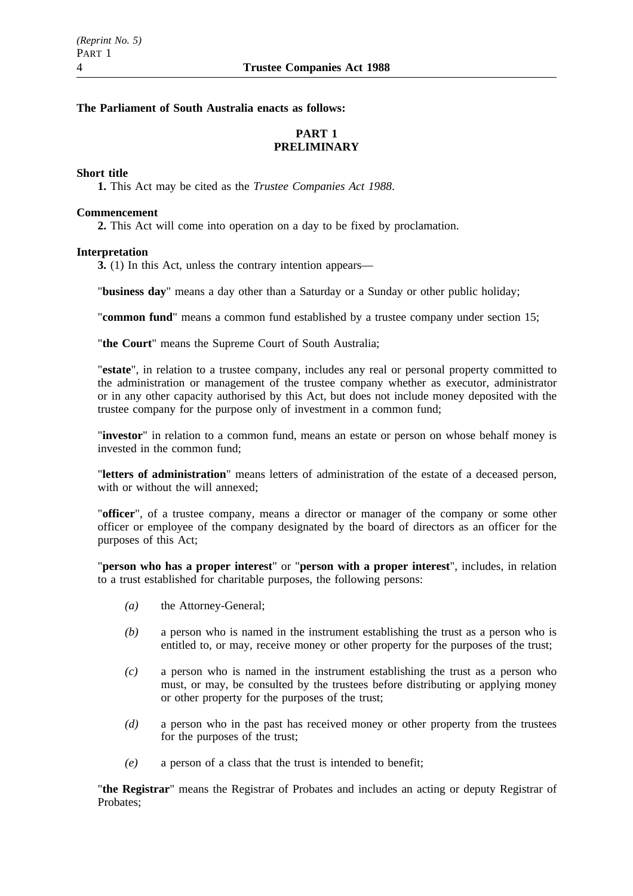**The Parliament of South Australia enacts as follows:**

## PART 1
## PRELIMINARY

**Short title**

**1.** This Act may be cited as the *Trustee Companies Act 1988*.

**Commencement**

**2.** This Act will come into operation on a day to be fixed by proclamation.

**Interpretation**

**3.** (1) In this Act, unless the contrary intention appears—

"**business day**" means a day other than a Saturday or a Sunday or other public holiday;

"**common fund**" means a common fund established by a trustee company under section 15;

"**the Court**" means the Supreme Court of South Australia;

"**estate**", in relation to a trustee company, includes any real or personal property committed to the administration or management of the trustee company whether as executor, administrator or in any other capacity authorised by this Act, but does not include money deposited with the trustee company for the purpose only of investment in a common fund;

"**investor**" in relation to a common fund, means an estate or person on whose behalf money is invested in the common fund;

"**letters of administration**" means letters of administration of the estate of a deceased person, with or without the will annexed;

"**officer**", of a trustee company, means a director or manager of the company or some other officer or employee of the company designated by the board of directors as an officer for the purposes of this Act;

"**person who has a proper interest**" or "**person with a proper interest**", includes, in relation to a trust established for charitable purposes, the following persons:

*(a)* the Attorney-General;

*(b)* a person who is named in the instrument establishing the trust as a person who is entitled to, or may, receive money or other property for the purposes of the trust;

*(c)* a person who is named in the instrument establishing the trust as a person who must, or may, be consulted by the trustees before distributing or applying money or other property for the purposes of the trust;

*(d)* a person who in the past has received money or other property from the trustees for the purposes of the trust;

*(e)* a person of a class that the trust is intended to benefit;

"**the Registrar**" means the Registrar of Probates and includes an acting or deputy Registrar of Probates;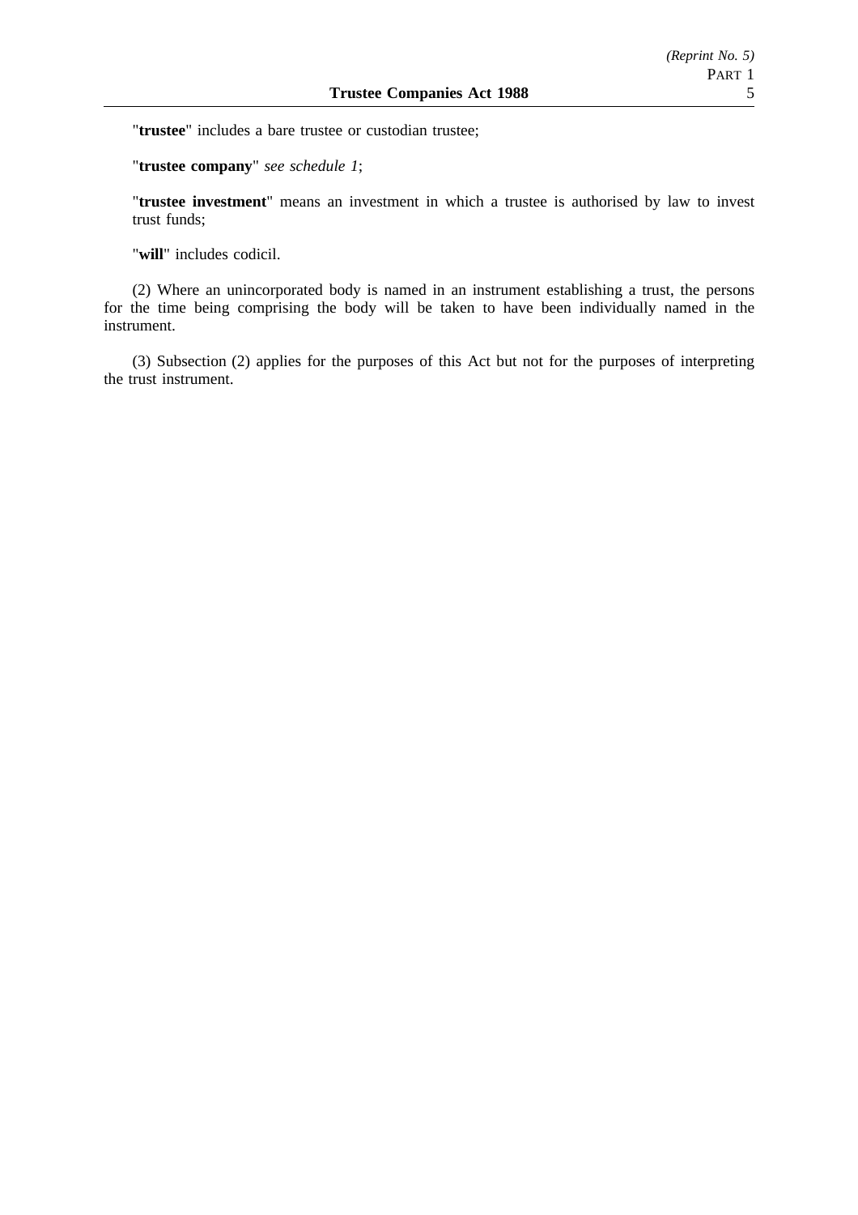"**trustee**" includes a bare trustee or custodian trustee;

"**trustee company**" *see schedule 1*;

"**trustee investment**" means an investment in which a trustee is authorised by law to invest trust funds;

"**will**" includes codicil.

(2) Where an unincorporated body is named in an instrument establishing a trust, the persons for the time being comprising the body will be taken to have been individually named in the instrument.

(3) Subsection (2) applies for the purposes of this Act but not for the purposes of interpreting the trust instrument.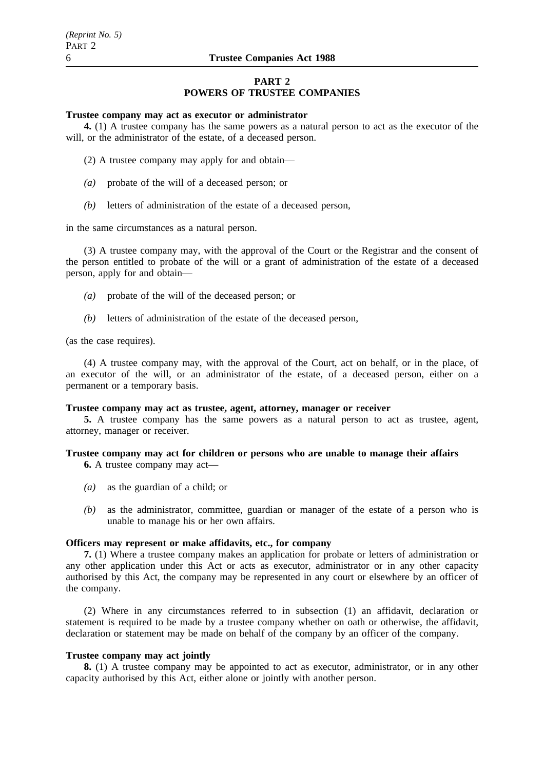## PART 2
## POWERS OF TRUSTEE COMPANIES

**Trustee company may act as executor or administrator**

**4.** (1) A trustee company has the same powers as a natural person to act as the executor of the will, or the administrator of the estate, of a deceased person.

(2) A trustee company may apply for and obtain—

*(a)* probate of the will of a deceased person; or

*(b)* letters of administration of the estate of a deceased person,

in the same circumstances as a natural person.

(3) A trustee company may, with the approval of the Court or the Registrar and the consent of the person entitled to probate of the will or a grant of administration of the estate of a deceased person, apply for and obtain—

*(a)* probate of the will of the deceased person; or

*(b)* letters of administration of the estate of the deceased person,

(as the case requires).

(4) A trustee company may, with the approval of the Court, act on behalf, or in the place, of an executor of the will, or an administrator of the estate, of a deceased person, either on a permanent or a temporary basis.

**Trustee company may act as trustee, agent, attorney, manager or receiver**

**5.** A trustee company has the same powers as a natural person to act as trustee, agent, attorney, manager or receiver.

**Trustee company may act for children or persons who are unable to manage their affairs**

**6.** A trustee company may act—

*(a)* as the guardian of a child; or

*(b)* as the administrator, committee, guardian or manager of the estate of a person who is unable to manage his or her own affairs.

**Officers may represent or make affidavits, etc., for company**

**7.** (1) Where a trustee company makes an application for probate or letters of administration or any other application under this Act or acts as executor, administrator or in any other capacity authorised by this Act, the company may be represented in any court or elsewhere by an officer of the company.

(2) Where in any circumstances referred to in subsection (1) an affidavit, declaration or statement is required to be made by a trustee company whether on oath or otherwise, the affidavit, declaration or statement may be made on behalf of the company by an officer of the company.

**Trustee company may act jointly**

**8.** (1) A trustee company may be appointed to act as executor, administrator, or in any other capacity authorised by this Act, either alone or jointly with another person.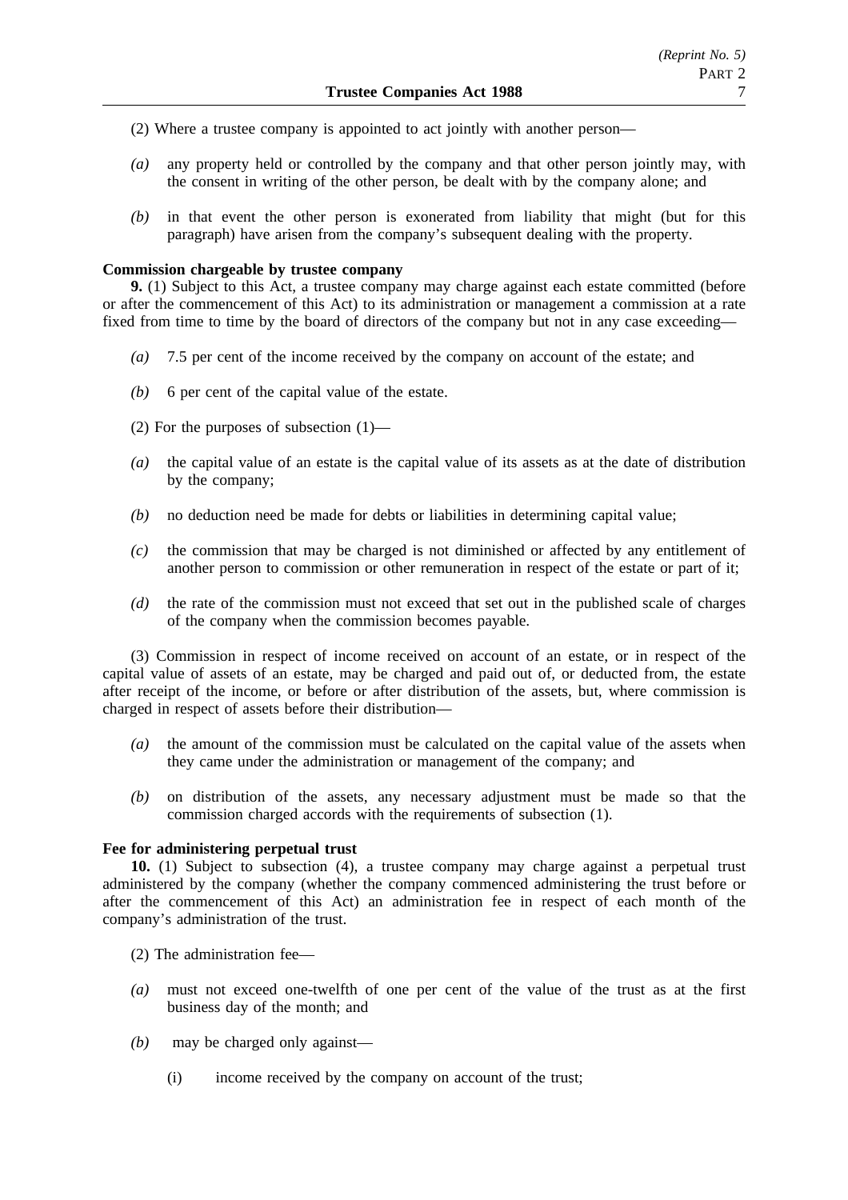(2) Where a trustee company is appointed to act jointly with another person—

*(a)* any property held or controlled by the company and that other person jointly may, with the consent in writing of the other person, be dealt with by the company alone; and

*(b)* in that event the other person is exonerated from liability that might (but for this paragraph) have arisen from the company's subsequent dealing with the property.

**Commission chargeable by trustee company**

**9.** (1) Subject to this Act, a trustee company may charge against each estate committed (before or after the commencement of this Act) to its administration or management a commission at a rate fixed from time to time by the board of directors of the company but not in any case exceeding—

*(a)* 7.5 per cent of the income received by the company on account of the estate; and

*(b)* 6 per cent of the capital value of the estate.

(2) For the purposes of subsection (1)—

*(a)* the capital value of an estate is the capital value of its assets as at the date of distribution by the company;

*(b)* no deduction need be made for debts or liabilities in determining capital value;

*(c)* the commission that may be charged is not diminished or affected by any entitlement of another person to commission or other remuneration in respect of the estate or part of it;

*(d)* the rate of the commission must not exceed that set out in the published scale of charges of the company when the commission becomes payable.

(3) Commission in respect of income received on account of an estate, or in respect of the capital value of assets of an estate, may be charged and paid out of, or deducted from, the estate after receipt of the income, or before or after distribution of the assets, but, where commission is charged in respect of assets before their distribution—

*(a)* the amount of the commission must be calculated on the capital value of the assets when they came under the administration or management of the company; and

*(b)* on distribution of the assets, any necessary adjustment must be made so that the commission charged accords with the requirements of subsection (1).

**Fee for administering perpetual trust**

**10.** (1) Subject to subsection (4), a trustee company may charge against a perpetual trust administered by the company (whether the company commenced administering the trust before or after the commencement of this Act) an administration fee in respect of each month of the company's administration of the trust.

(2) The administration fee—

*(a)* must not exceed one-twelfth of one per cent of the value of the trust as at the first business day of the month; and

*(b)* may be charged only against—

(i) income received by the company on account of the trust;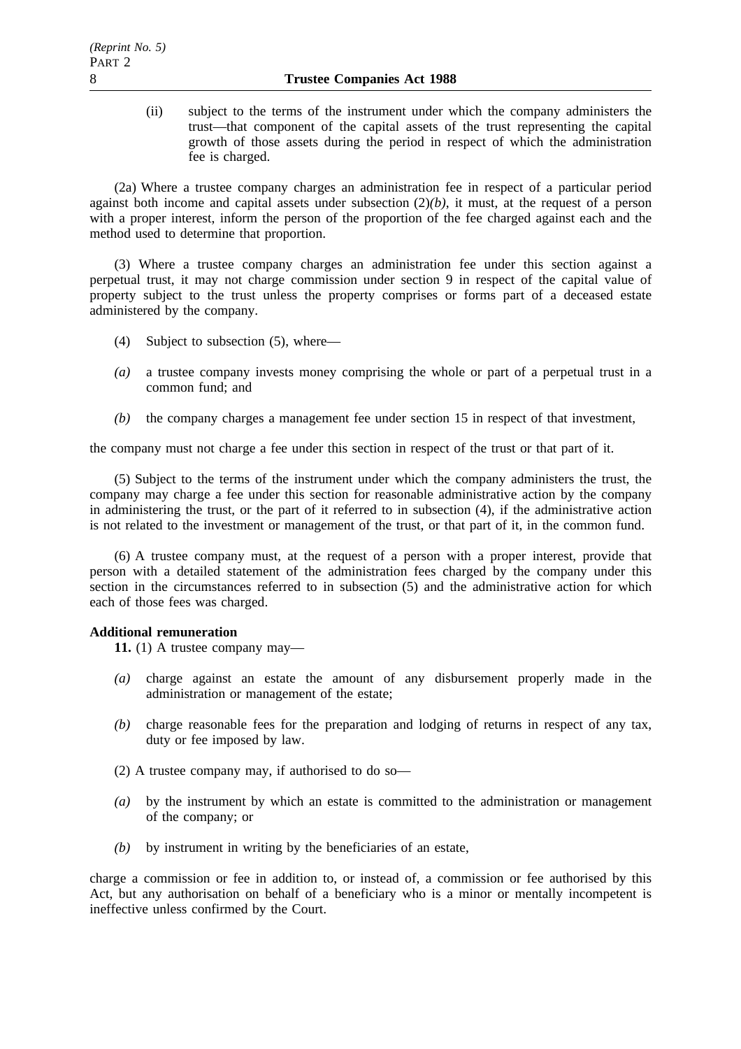(ii) subject to the terms of the instrument under which the company administers the trust—that component of the capital assets of the trust representing the capital growth of those assets during the period in respect of which the administration fee is charged.

(2a) Where a trustee company charges an administration fee in respect of a particular period against both income and capital assets under subsection (2)*(b)*, it must, at the request of a person with a proper interest, inform the person of the proportion of the fee charged against each and the method used to determine that proportion.

(3) Where a trustee company charges an administration fee under this section against a perpetual trust, it may not charge commission under section 9 in respect of the capital value of property subject to the trust unless the property comprises or forms part of a deceased estate administered by the company.

(4) Subject to subsection (5), where—

*(a)* a trustee company invests money comprising the whole or part of a perpetual trust in a common fund; and

*(b)* the company charges a management fee under section 15 in respect of that investment,

the company must not charge a fee under this section in respect of the trust or that part of it.

(5) Subject to the terms of the instrument under which the company administers the trust, the company may charge a fee under this section for reasonable administrative action by the company in administering the trust, or the part of it referred to in subsection (4), if the administrative action is not related to the investment or management of the trust, or that part of it, in the common fund.

(6) A trustee company must, at the request of a person with a proper interest, provide that person with a detailed statement of the administration fees charged by the company under this section in the circumstances referred to in subsection (5) and the administrative action for which each of those fees was charged.

**Additional remuneration**

**11.** (1) A trustee company may—

*(a)* charge against an estate the amount of any disbursement properly made in the administration or management of the estate;

*(b)* charge reasonable fees for the preparation and lodging of returns in respect of any tax, duty or fee imposed by law.

(2) A trustee company may, if authorised to do so—

*(a)* by the instrument by which an estate is committed to the administration or management of the company; or

*(b)* by instrument in writing by the beneficiaries of an estate,

charge a commission or fee in addition to, or instead of, a commission or fee authorised by this Act, but any authorisation on behalf of a beneficiary who is a minor or mentally incompetent is ineffective unless confirmed by the Court.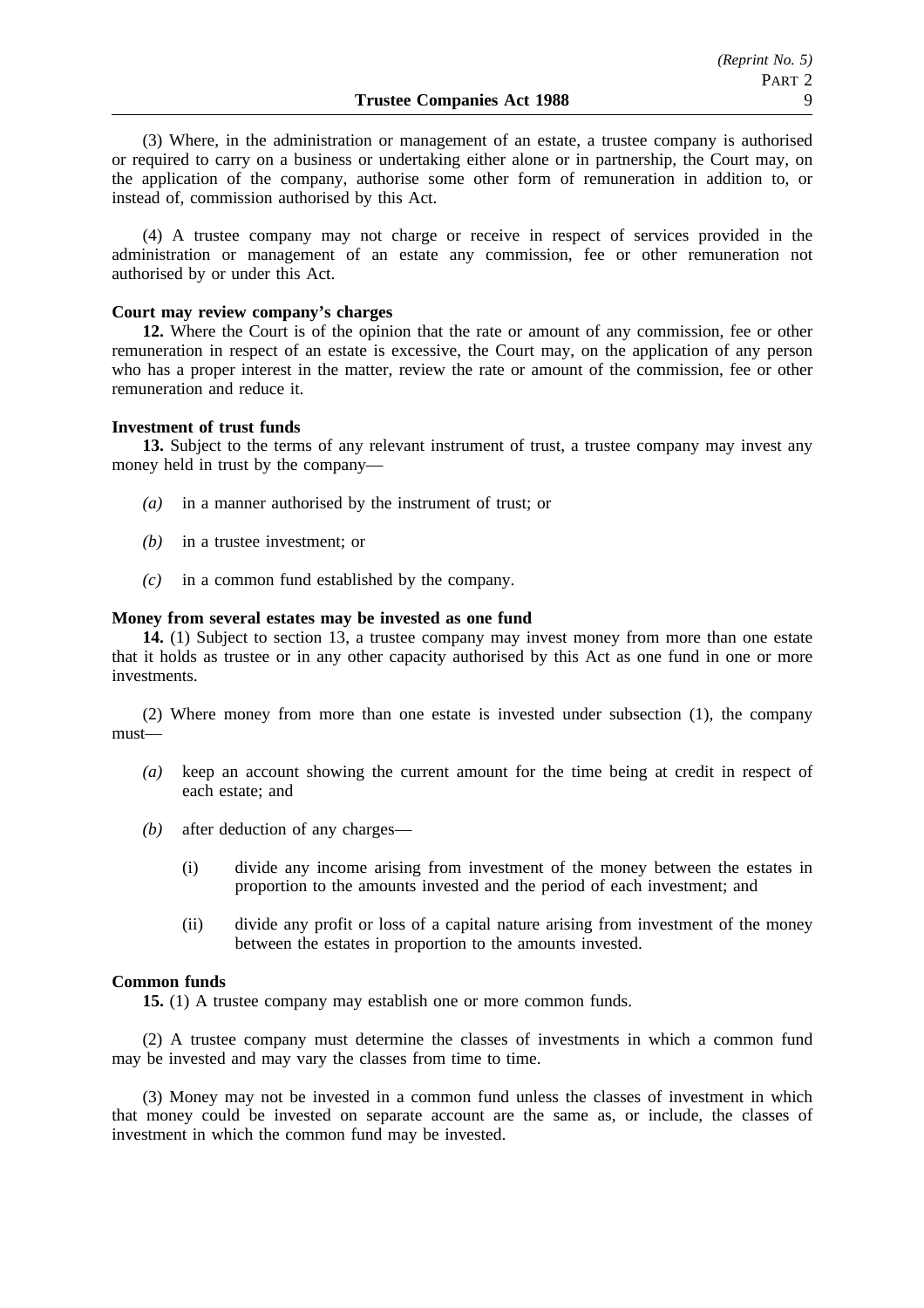(3) Where, in the administration or management of an estate, a trustee company is authorised or required to carry on a business or undertaking either alone or in partnership, the Court may, on the application of the company, authorise some other form of remuneration in addition to, or instead of, commission authorised by this Act.

(4) A trustee company may not charge or receive in respect of services provided in the administration or management of an estate any commission, fee or other remuneration not authorised by or under this Act.

**Court may review company's charges**

**12.** Where the Court is of the opinion that the rate or amount of any commission, fee or other remuneration in respect of an estate is excessive, the Court may, on the application of any person who has a proper interest in the matter, review the rate or amount of the commission, fee or other remuneration and reduce it.

**Investment of trust funds**

**13.** Subject to the terms of any relevant instrument of trust, a trustee company may invest any money held in trust by the company—

*(a)* in a manner authorised by the instrument of trust; or

*(b)* in a trustee investment; or

*(c)* in a common fund established by the company.

**Money from several estates may be invested as one fund**

**14.** (1) Subject to section 13, a trustee company may invest money from more than one estate that it holds as trustee or in any other capacity authorised by this Act as one fund in one or more investments.

(2) Where money from more than one estate is invested under subsection (1), the company must—

*(a)* keep an account showing the current amount for the time being at credit in respect of each estate; and

*(b)* after deduction of any charges—

(i) divide any income arising from investment of the money between the estates in proportion to the amounts invested and the period of each investment; and

(ii) divide any profit or loss of a capital nature arising from investment of the money between the estates in proportion to the amounts invested.

**Common funds**

**15.** (1) A trustee company may establish one or more common funds.

(2) A trustee company must determine the classes of investments in which a common fund may be invested and may vary the classes from time to time.

(3) Money may not be invested in a common fund unless the classes of investment in which that money could be invested on separate account are the same as, or include, the classes of investment in which the common fund may be invested.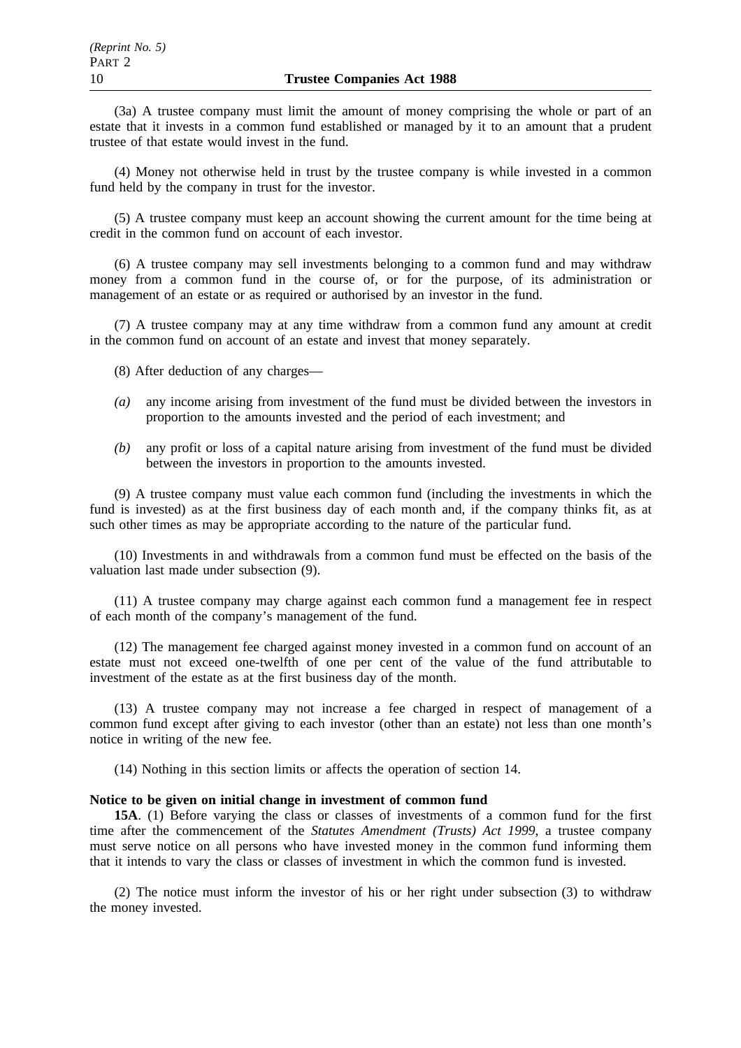(3a) A trustee company must limit the amount of money comprising the whole or part of an estate that it invests in a common fund established or managed by it to an amount that a prudent trustee of that estate would invest in the fund.

(4) Money not otherwise held in trust by the trustee company is while invested in a common fund held by the company in trust for the investor.

(5) A trustee company must keep an account showing the current amount for the time being at credit in the common fund on account of each investor.

(6) A trustee company may sell investments belonging to a common fund and may withdraw money from a common fund in the course of, or for the purpose, of its administration or management of an estate or as required or authorised by an investor in the fund.

(7) A trustee company may at any time withdraw from a common fund any amount at credit in the common fund on account of an estate and invest that money separately.

(8) After deduction of any charges—

*(a)* any income arising from investment of the fund must be divided between the investors in proportion to the amounts invested and the period of each investment; and

*(b)* any profit or loss of a capital nature arising from investment of the fund must be divided between the investors in proportion to the amounts invested.

(9) A trustee company must value each common fund (including the investments in which the fund is invested) as at the first business day of each month and, if the company thinks fit, as at such other times as may be appropriate according to the nature of the particular fund.

(10) Investments in and withdrawals from a common fund must be effected on the basis of the valuation last made under subsection (9).

(11) A trustee company may charge against each common fund a management fee in respect of each month of the company's management of the fund.

(12) The management fee charged against money invested in a common fund on account of an estate must not exceed one-twelfth of one per cent of the value of the fund attributable to investment of the estate as at the first business day of the month.

(13) A trustee company may not increase a fee charged in respect of management of a common fund except after giving to each investor (other than an estate) not less than one month's notice in writing of the new fee.

(14) Nothing in this section limits or affects the operation of section 14.

**Notice to be given on initial change in investment of common fund**

**15A**. (1) Before varying the class or classes of investments of a common fund for the first time after the commencement of the *Statutes Amendment (Trusts) Act 1999*, a trustee company must serve notice on all persons who have invested money in the common fund informing them that it intends to vary the class or classes of investment in which the common fund is invested.

(2) The notice must inform the investor of his or her right under subsection (3) to withdraw the money invested.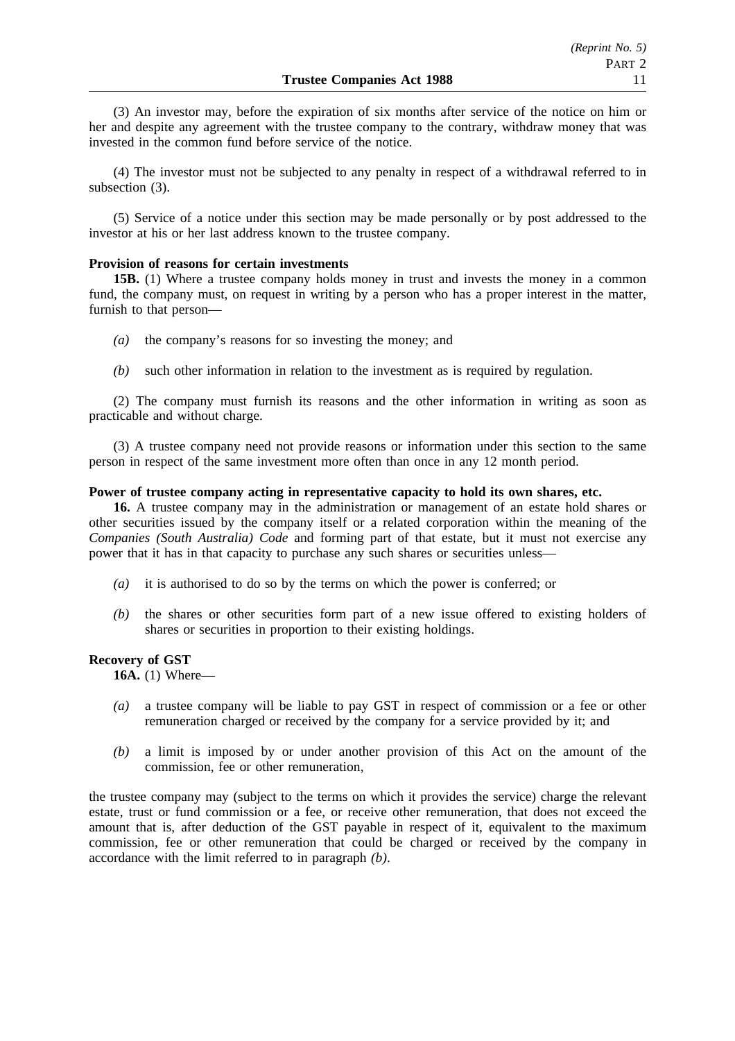(3) An investor may, before the expiration of six months after service of the notice on him or her and despite any agreement with the trustee company to the contrary, withdraw money that was invested in the common fund before service of the notice.

(4) The investor must not be subjected to any penalty in respect of a withdrawal referred to in subsection (3).

(5) Service of a notice under this section may be made personally or by post addressed to the investor at his or her last address known to the trustee company.

**Provision of reasons for certain investments**

**15B.** (1) Where a trustee company holds money in trust and invests the money in a common fund, the company must, on request in writing by a person who has a proper interest in the matter, furnish to that person—

*(a)* the company's reasons for so investing the money; and

*(b)* such other information in relation to the investment as is required by regulation.

(2) The company must furnish its reasons and the other information in writing as soon as practicable and without charge.

(3) A trustee company need not provide reasons or information under this section to the same person in respect of the same investment more often than once in any 12 month period.

**Power of trustee company acting in representative capacity to hold its own shares, etc.**

**16.** A trustee company may in the administration or management of an estate hold shares or other securities issued by the company itself or a related corporation within the meaning of the *Companies (South Australia) Code* and forming part of that estate, but it must not exercise any power that it has in that capacity to purchase any such shares or securities unless—

*(a)* it is authorised to do so by the terms on which the power is conferred; or

*(b)* the shares or other securities form part of a new issue offered to existing holders of shares or securities in proportion to their existing holdings.

**Recovery of GST**

**16A.** (1) Where—

*(a)* a trustee company will be liable to pay GST in respect of commission or a fee or other remuneration charged or received by the company for a service provided by it; and

*(b)* a limit is imposed by or under another provision of this Act on the amount of the commission, fee or other remuneration,

the trustee company may (subject to the terms on which it provides the service) charge the relevant estate, trust or fund commission or a fee, or receive other remuneration, that does not exceed the amount that is, after deduction of the GST payable in respect of it, equivalent to the maximum commission, fee or other remuneration that could be charged or received by the company in accordance with the limit referred to in paragraph *(b)*.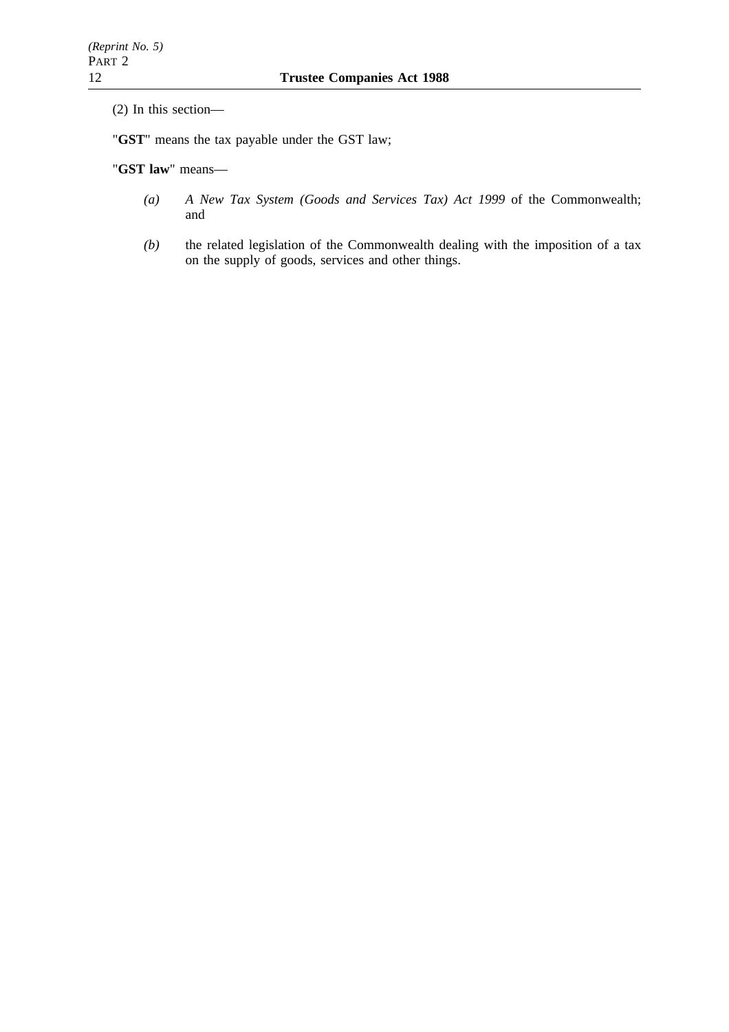(2) In this section—

"**GST**" means the tax payable under the GST law;

"**GST law**" means—

*(a)* *A New Tax System (Goods and Services Tax) Act 1999* of the Commonwealth; and

*(b)* the related legislation of the Commonwealth dealing with the imposition of a tax on the supply of goods, services and other things.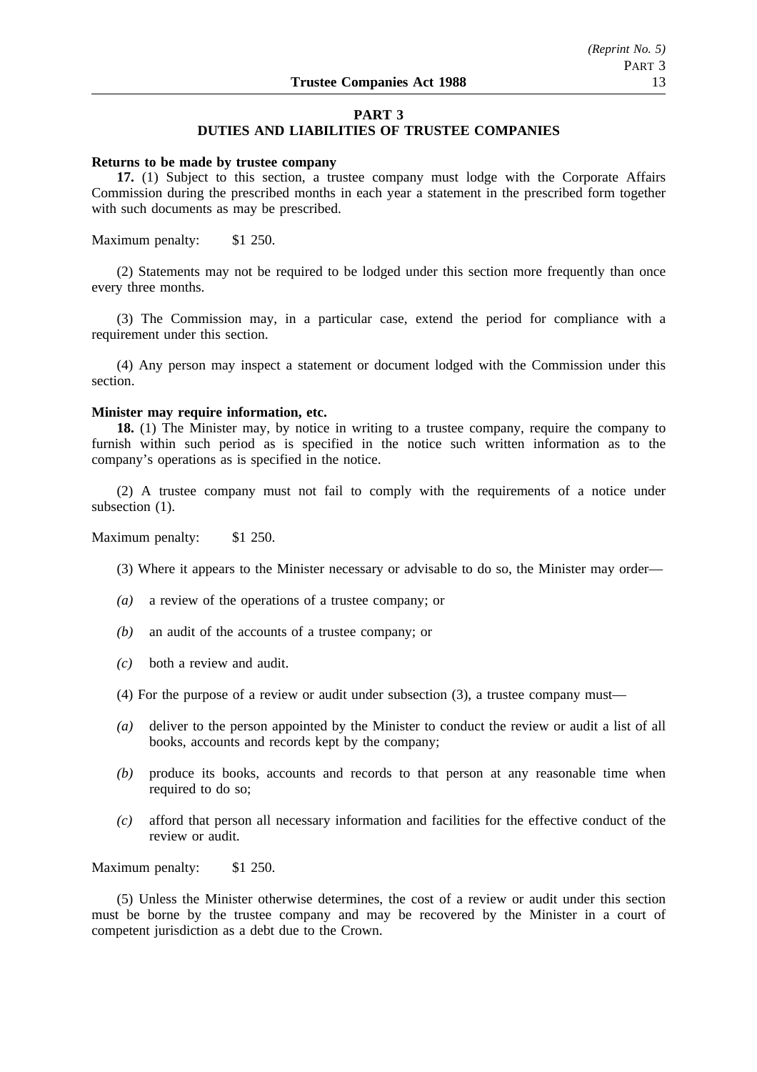# PART 3
## DUTIES AND LIABILITIES OF TRUSTEE COMPANIES

**Returns to be made by trustee company**

**17.** (1) Subject to this section, a trustee company must lodge with the Corporate Affairs Commission during the prescribed months in each year a statement in the prescribed form together with such documents as may be prescribed.

Maximum penalty: $1 250.

(2) Statements may not be required to be lodged under this section more frequently than once every three months.

(3) The Commission may, in a particular case, extend the period for compliance with a requirement under this section.

(4) Any person may inspect a statement or document lodged with the Commission under this section.

**Minister may require information, etc.**

**18.** (1) The Minister may, by notice in writing to a trustee company, require the company to furnish within such period as is specified in the notice such written information as to the company's operations as is specified in the notice.

(2) A trustee company must not fail to comply with the requirements of a notice under subsection (1).

Maximum penalty: $1 250.

(3) Where it appears to the Minister necessary or advisable to do so, the Minister may order—

*(a)* a review of the operations of a trustee company; or

*(b)* an audit of the accounts of a trustee company; or

*(c)* both a review and audit.

(4) For the purpose of a review or audit under subsection (3), a trustee company must—

*(a)* deliver to the person appointed by the Minister to conduct the review or audit a list of all books, accounts and records kept by the company;

*(b)* produce its books, accounts and records to that person at any reasonable time when required to do so;

*(c)* afford that person all necessary information and facilities for the effective conduct of the review or audit.

Maximum penalty: $1 250.

(5) Unless the Minister otherwise determines, the cost of a review or audit under this section must be borne by the trustee company and may be recovered by the Minister in a court of competent jurisdiction as a debt due to the Crown.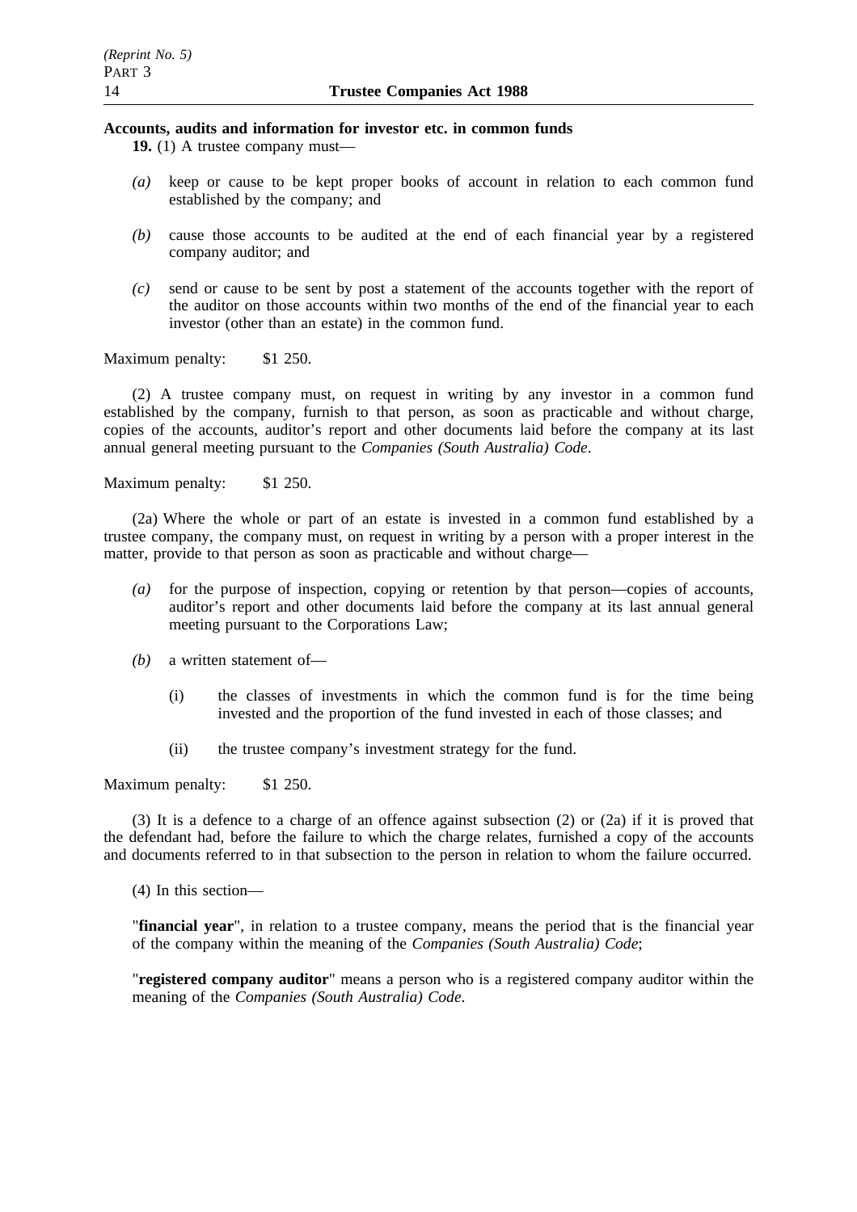**Accounts, audits and information for investor etc. in common funds**

**19.** (1) A trustee company must—

*(a)* keep or cause to be kept proper books of account in relation to each common fund established by the company; and

*(b)* cause those accounts to be audited at the end of each financial year by a registered company auditor; and

*(c)* send or cause to be sent by post a statement of the accounts together with the report of the auditor on those accounts within two months of the end of the financial year to each investor (other than an estate) in the common fund.

Maximum penalty: $1 250.

(2) A trustee company must, on request in writing by any investor in a common fund established by the company, furnish to that person, as soon as practicable and without charge, copies of the accounts, auditor's report and other documents laid before the company at its last annual general meeting pursuant to the *Companies (South Australia) Code*.

Maximum penalty: $1 250.

(2a) Where the whole or part of an estate is invested in a common fund established by a trustee company, the company must, on request in writing by a person with a proper interest in the matter, provide to that person as soon as practicable and without charge—

*(a)* for the purpose of inspection, copying or retention by that person—copies of accounts, auditor's report and other documents laid before the company at its last annual general meeting pursuant to the Corporations Law;

*(b)* a written statement of—

(i) the classes of investments in which the common fund is for the time being invested and the proportion of the fund invested in each of those classes; and

(ii) the trustee company's investment strategy for the fund.

Maximum penalty: $1 250.

(3) It is a defence to a charge of an offence against subsection (2) or (2a) if it is proved that the defendant had, before the failure to which the charge relates, furnished a copy of the accounts and documents referred to in that subsection to the person in relation to whom the failure occurred.

(4) In this section—

"**financial year**", in relation to a trustee company, means the period that is the financial year of the company within the meaning of the *Companies (South Australia) Code*;

"**registered company auditor**" means a person who is a registered company auditor within the meaning of the *Companies (South Australia) Code*.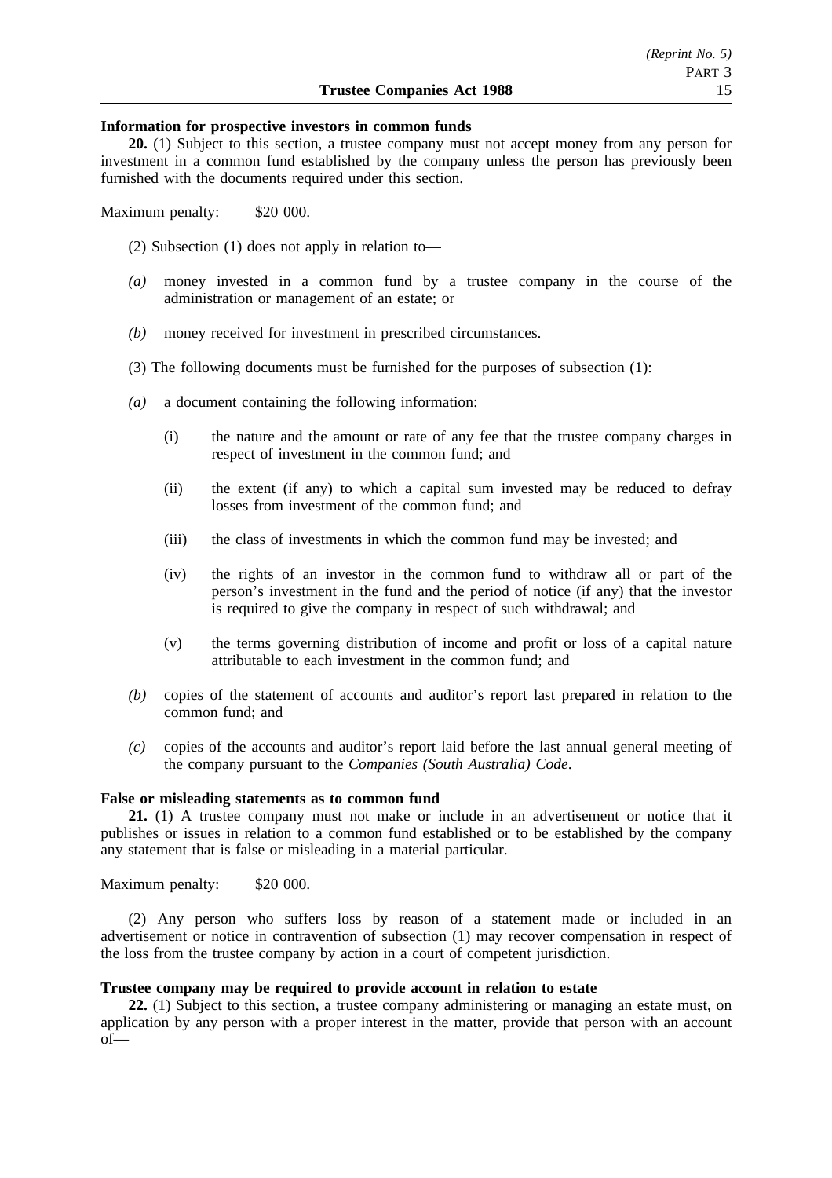**Information for prospective investors in common funds**

**20.** (1) Subject to this section, a trustee company must not accept money from any person for investment in a common fund established by the company unless the person has previously been furnished with the documents required under this section.

Maximum penalty: $20 000.

(2) Subsection (1) does not apply in relation to—

*(a)* money invested in a common fund by a trustee company in the course of the administration or management of an estate; or

*(b)* money received for investment in prescribed circumstances.

(3) The following documents must be furnished for the purposes of subsection (1):

*(a)* a document containing the following information:

(i) the nature and the amount or rate of any fee that the trustee company charges in respect of investment in the common fund; and

(ii) the extent (if any) to which a capital sum invested may be reduced to defray losses from investment of the common fund; and

(iii) the class of investments in which the common fund may be invested; and

(iv) the rights of an investor in the common fund to withdraw all or part of the person's investment in the fund and the period of notice (if any) that the investor is required to give the company in respect of such withdrawal; and

(v) the terms governing distribution of income and profit or loss of a capital nature attributable to each investment in the common fund; and

*(b)* copies of the statement of accounts and auditor's report last prepared in relation to the common fund; and

*(c)* copies of the accounts and auditor's report laid before the last annual general meeting of the company pursuant to the *Companies (South Australia) Code*.

**False or misleading statements as to common fund**

**21.** (1) A trustee company must not make or include in an advertisement or notice that it publishes or issues in relation to a common fund established or to be established by the company any statement that is false or misleading in a material particular.

Maximum penalty: $20 000.

(2) Any person who suffers loss by reason of a statement made or included in an advertisement or notice in contravention of subsection (1) may recover compensation in respect of the loss from the trustee company by action in a court of competent jurisdiction.

**Trustee company may be required to provide account in relation to estate**

**22.** (1) Subject to this section, a trustee company administering or managing an estate must, on application by any person with a proper interest in the matter, provide that person with an account of—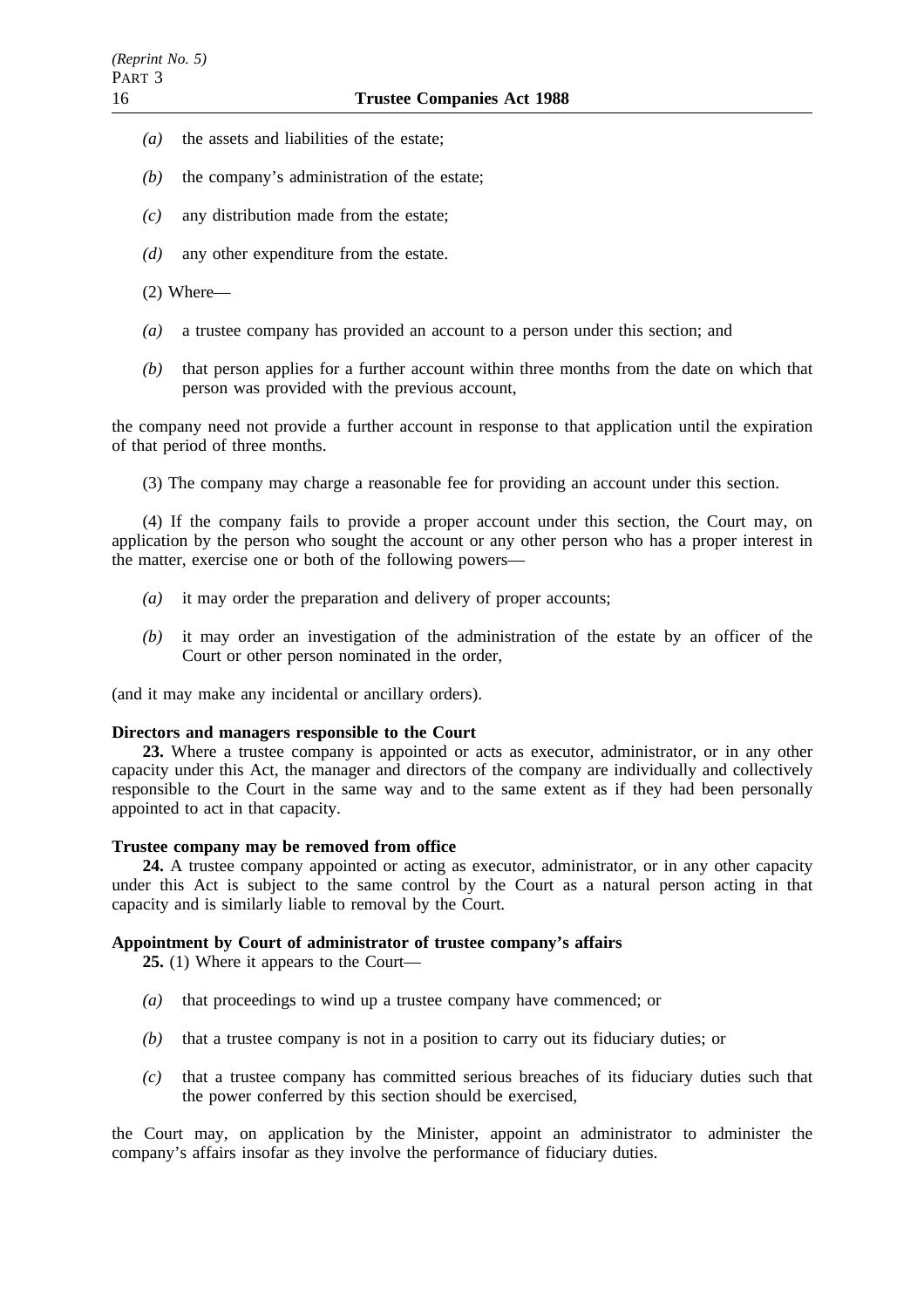*(a)* the assets and liabilities of the estate;

*(b)* the company's administration of the estate;

*(c)* any distribution made from the estate;

*(d)* any other expenditure from the estate.

(2) Where—

*(a)* a trustee company has provided an account to a person under this section; and

*(b)* that person applies for a further account within three months from the date on which that person was provided with the previous account,

the company need not provide a further account in response to that application until the expiration of that period of three months.

(3) The company may charge a reasonable fee for providing an account under this section.

(4) If the company fails to provide a proper account under this section, the Court may, on application by the person who sought the account or any other person who has a proper interest in the matter, exercise one or both of the following powers—

*(a)* it may order the preparation and delivery of proper accounts;

*(b)* it may order an investigation of the administration of the estate by an officer of the Court or other person nominated in the order,

(and it may make any incidental or ancillary orders).

**Directors and managers responsible to the Court**

**23.** Where a trustee company is appointed or acts as executor, administrator, or in any other capacity under this Act, the manager and directors of the company are individually and collectively responsible to the Court in the same way and to the same extent as if they had been personally appointed to act in that capacity.

**Trustee company may be removed from office**

**24.** A trustee company appointed or acting as executor, administrator, or in any other capacity under this Act is subject to the same control by the Court as a natural person acting in that capacity and is similarly liable to removal by the Court.

**Appointment by Court of administrator of trustee company's affairs**

**25.** (1) Where it appears to the Court—

*(a)* that proceedings to wind up a trustee company have commenced; or

*(b)* that a trustee company is not in a position to carry out its fiduciary duties; or

*(c)* that a trustee company has committed serious breaches of its fiduciary duties such that the power conferred by this section should be exercised,

the Court may, on application by the Minister, appoint an administrator to administer the company's affairs insofar as they involve the performance of fiduciary duties.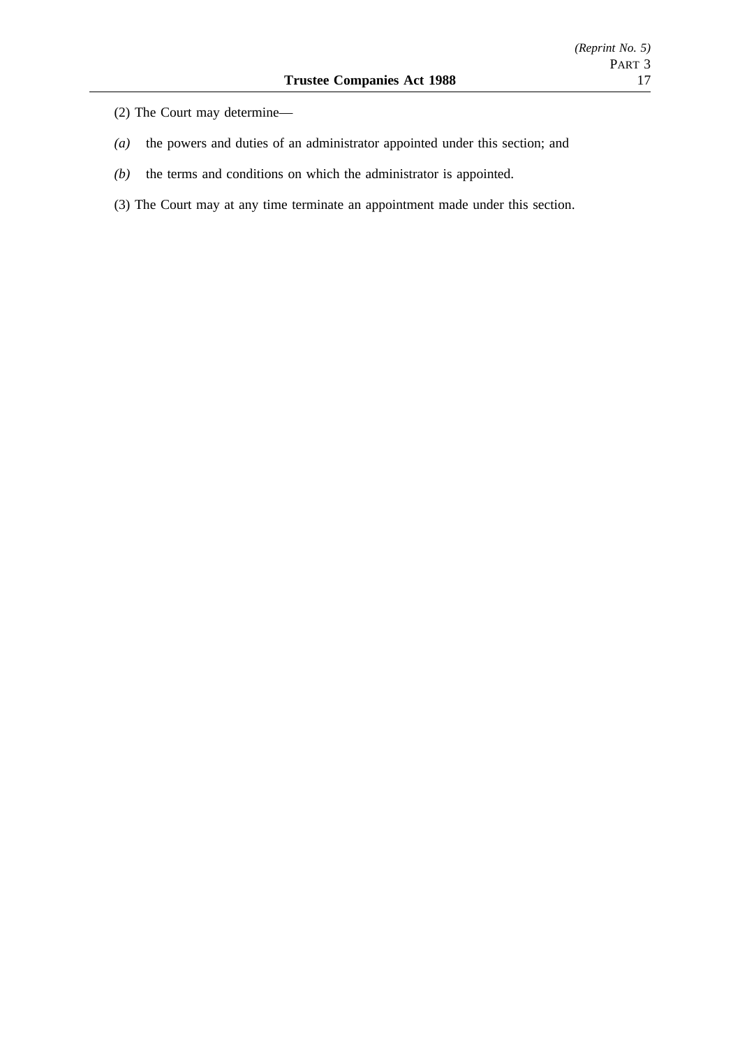(2) The Court may determine—

*(a)* the powers and duties of an administrator appointed under this section; and

*(b)* the terms and conditions on which the administrator is appointed.

(3) The Court may at any time terminate an appointment made under this section.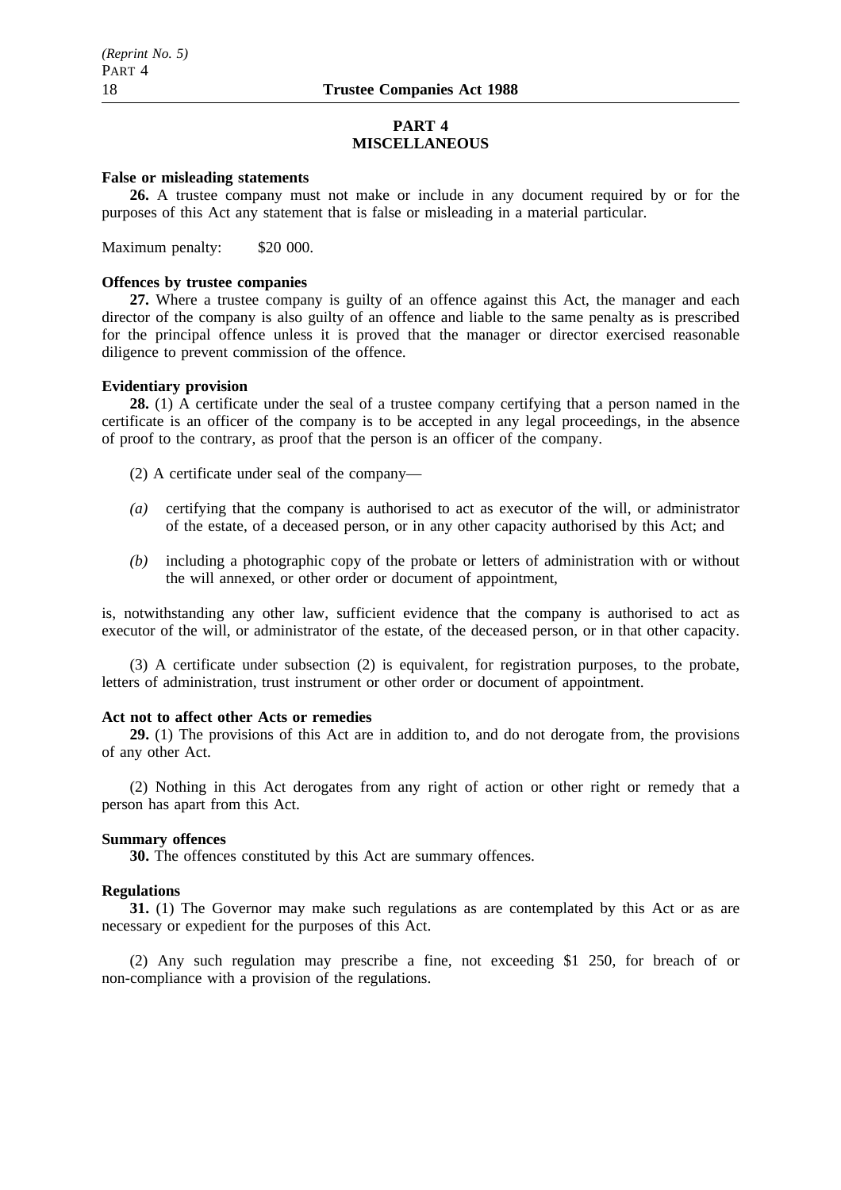## PART 4
## MISCELLANEOUS

**False or misleading statements**

**26.** A trustee company must not make or include in any document required by or for the purposes of this Act any statement that is false or misleading in a material particular.

Maximum penalty: $20 000.

**Offences by trustee companies**

**27.** Where a trustee company is guilty of an offence against this Act, the manager and each director of the company is also guilty of an offence and liable to the same penalty as is prescribed for the principal offence unless it is proved that the manager or director exercised reasonable diligence to prevent commission of the offence.

**Evidentiary provision**

**28.** (1) A certificate under the seal of a trustee company certifying that a person named in the certificate is an officer of the company is to be accepted in any legal proceedings, in the absence of proof to the contrary, as proof that the person is an officer of the company.

(2) A certificate under seal of the company—

*(a)* certifying that the company is authorised to act as executor of the will, or administrator of the estate, of a deceased person, or in any other capacity authorised by this Act; and

*(b)* including a photographic copy of the probate or letters of administration with or without the will annexed, or other order or document of appointment,

is, notwithstanding any other law, sufficient evidence that the company is authorised to act as executor of the will, or administrator of the estate, of the deceased person, or in that other capacity.

(3) A certificate under subsection (2) is equivalent, for registration purposes, to the probate, letters of administration, trust instrument or other order or document of appointment.

**Act not to affect other Acts or remedies**

**29.** (1) The provisions of this Act are in addition to, and do not derogate from, the provisions of any other Act.

(2) Nothing in this Act derogates from any right of action or other right or remedy that a person has apart from this Act.

**Summary offences**

**30.** The offences constituted by this Act are summary offences.

**Regulations**

**31.** (1) The Governor may make such regulations as are contemplated by this Act or as are necessary or expedient for the purposes of this Act.

(2) Any such regulation may prescribe a fine, not exceeding $1 250, for breach of or non-compliance with a provision of the regulations.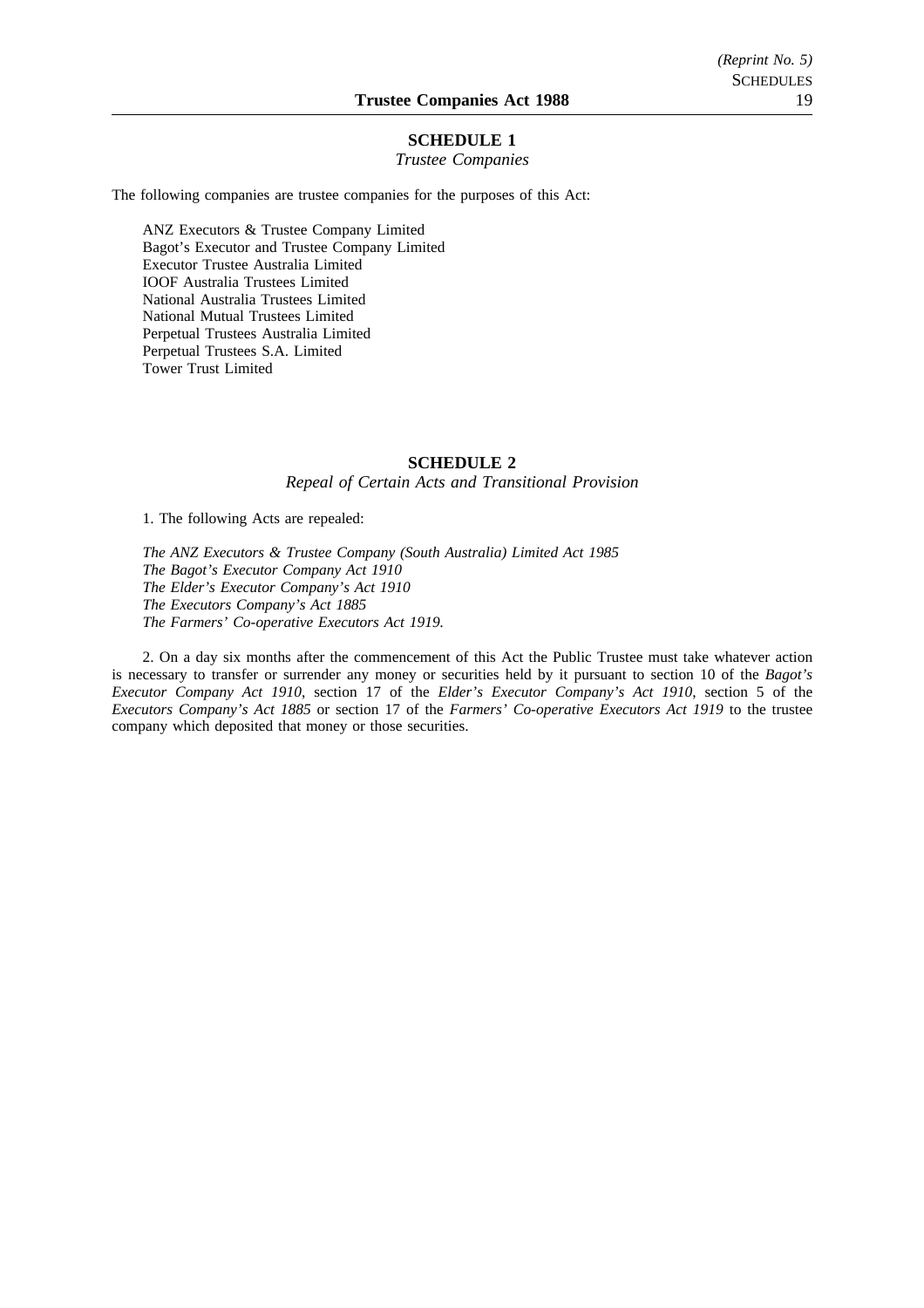## SCHEDULE 1

*Trustee Companies*

The following companies are trustee companies for the purposes of this Act:

ANZ Executors & Trustee Company Limited
Bagot's Executor and Trustee Company Limited
Executor Trustee Australia Limited
IOOF Australia Trustees Limited
National Australia Trustees Limited
National Mutual Trustees Limited
Perpetual Trustees Australia Limited
Perpetual Trustees S.A. Limited
Tower Trust Limited

## SCHEDULE 2

*Repeal of Certain Acts and Transitional Provision*

1. The following Acts are repealed:

*The ANZ Executors & Trustee Company (South Australia) Limited Act 1985*
*The Bagot's Executor Company Act 1910*
*The Elder's Executor Company's Act 1910*
*The Executors Company's Act 1885*
*The Farmers' Co-operative Executors Act 1919.*

2. On a day six months after the commencement of this Act the Public Trustee must take whatever action is necessary to transfer or surrender any money or securities held by it pursuant to section 10 of the *Bagot's Executor Company Act 1910*, section 17 of the *Elder's Executor Company's Act 1910*, section 5 of the *Executors Company's Act 1885* or section 17 of the *Farmers' Co-operative Executors Act 1919* to the trustee company which deposited that money or those securities.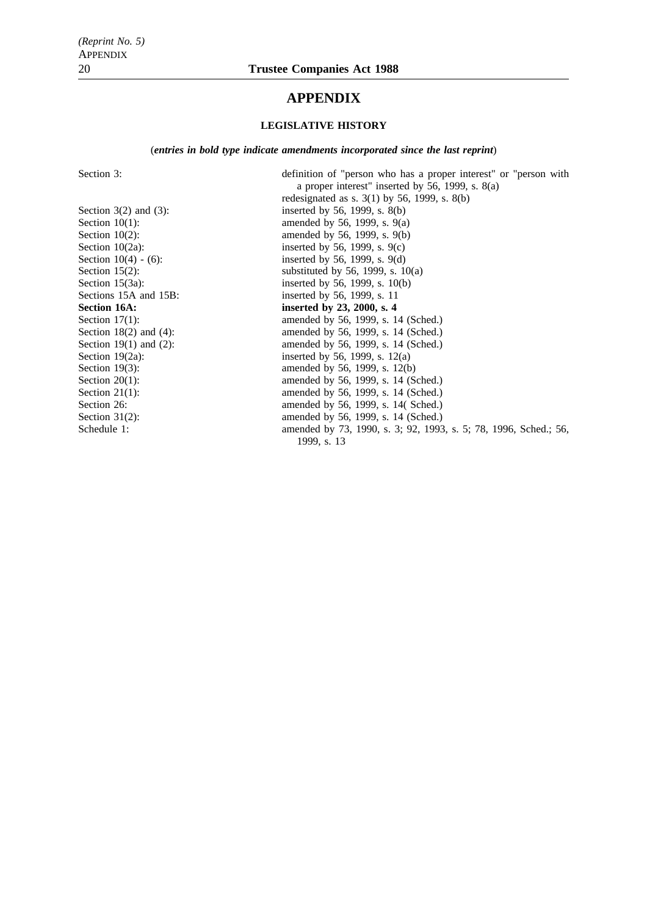# APPENDIX

## LEGISLATIVE HISTORY

(***entries in bold type indicate amendments incorporated since the last reprint***)

| | |
|---|---|
| Section 3: | definition of "person who has a proper interest" or "person with a proper interest" inserted by 56, 1999, s. 8(a) |
| | redesignated as s. 3(1) by 56, 1999, s. 8(b) |
| Section 3(2) and (3): | inserted by 56, 1999, s. 8(b) |
| Section 10(1): | amended by 56, 1999, s. 9(a) |
| Section 10(2): | amended by 56, 1999, s. 9(b) |
| Section 10(2a): | inserted by 56, 1999, s. 9(c) |
| Section 10(4) - (6): | inserted by 56, 1999, s. 9(d) |
| Section 15(2): | substituted by 56, 1999, s. 10(a) |
| Section 15(3a): | inserted by 56, 1999, s. 10(b) |
| Sections 15A and 15B: | inserted by 56, 1999, s. 11 |
| **Section 16A:** | **inserted by 23, 2000, s. 4** |
| Section 17(1): | amended by 56, 1999, s. 14 (Sched.) |
| Section 18(2) and (4): | amended by 56, 1999, s. 14 (Sched.) |
| Section 19(1) and (2): | amended by 56, 1999, s. 14 (Sched.) |
| Section 19(2a): | inserted by 56, 1999, s. 12(a) |
| Section 19(3): | amended by 56, 1999, s. 12(b) |
| Section 20(1): | amended by 56, 1999, s. 14 (Sched.) |
| Section 21(1): | amended by 56, 1999, s. 14 (Sched.) |
| Section 26: | amended by 56, 1999, s. 14( Sched.) |
| Section 31(2): | amended by 56, 1999, s. 14 (Sched.) |
| Schedule 1: | amended by 73, 1990, s. 3; 92, 1993, s. 5; 78, 1996, Sched.; 56, 1999, s. 13 |